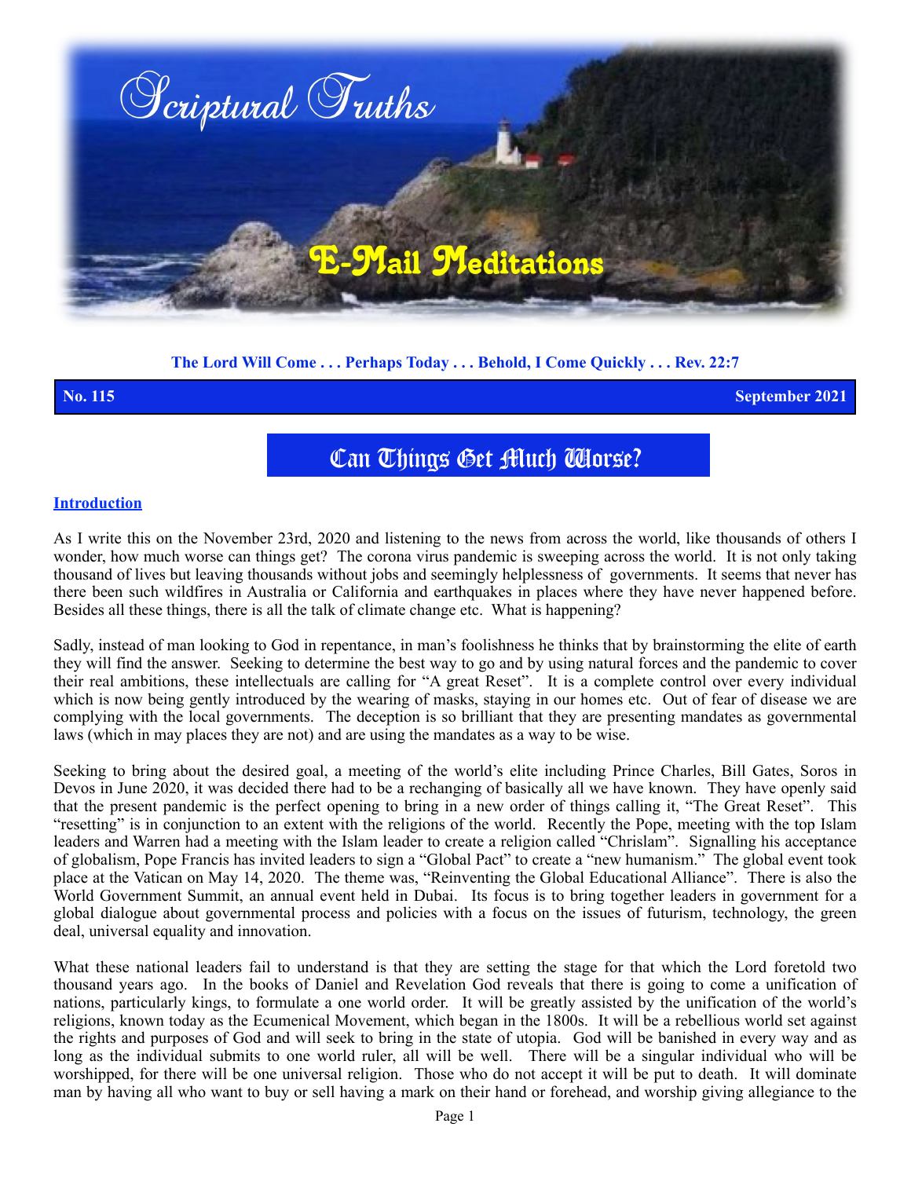# Scriptural Truths

## E-Mail Meditations

**The Lord Will Come . . . Perhaps Today . . . Behold, I Come Quickly . . . Rev. 22:7**

**No. 115** **September 2021**

# Can Things Get Much Worse?

**Introduction**

As I write this on the November 23rd, 2020 and listening to the news from across the world, like thousands of others I wonder, how much worse can things get? The corona virus pandemic is sweeping across the world. It is not only taking thousand of lives but leaving thousands without jobs and seemingly helplessness of governments. It seems that never has there been such wildfires in Australia or California and earthquakes in places where they have never happened before. Besides all these things, there is all the talk of climate change etc. What is happening?

Sadly, instead of man looking to God in repentance, in man's foolishness he thinks that by brainstorming the elite of earth they will find the answer. Seeking to determine the best way to go and by using natural forces and the pandemic to cover their real ambitions, these intellectuals are calling for "A great Reset". It is a complete control over every individual which is now being gently introduced by the wearing of masks, staying in our homes etc. Out of fear of disease we are complying with the local governments. The deception is so brilliant that they are presenting mandates as governmental laws (which in may places they are not) and are using the mandates as a way to be wise.

Seeking to bring about the desired goal, a meeting of the world's elite including Prince Charles, Bill Gates, Soros in Devos in June 2020, it was decided there had to be a rechanging of basically all we have known. They have openly said that the present pandemic is the perfect opening to bring in a new order of things calling it, "The Great Reset". This "resetting" is in conjunction to an extent with the religions of the world. Recently the Pope, meeting with the top Islam leaders and Warren had a meeting with the Islam leader to create a religion called "Chrislam". Signalling his acceptance of globalism, Pope Francis has invited leaders to sign a "Global Pact" to create a "new humanism." The global event took place at the Vatican on May 14, 2020. The theme was, "Reinventing the Global Educational Alliance". There is also the World Government Summit, an annual event held in Dubai. Its focus is to bring together leaders in government for a global dialogue about governmental process and policies with a focus on the issues of futurism, technology, the green deal, universal equality and innovation.

What these national leaders fail to understand is that they are setting the stage for that which the Lord foretold two thousand years ago. In the books of Daniel and Revelation God reveals that there is going to come a unification of nations, particularly kings, to formulate a one world order. It will be greatly assisted by the unification of the world's religions, known today as the Ecumenical Movement, which began in the 1800s. It will be a rebellious world set against the rights and purposes of God and will seek to bring in the state of utopia. God will be banished in every way and as long as the individual submits to one world ruler, all will be well. There will be a singular individual who will be worshipped, for there will be one universal religion. Those who do not accept it will be put to death. It will dominate man by having all who want to buy or sell having a mark on their hand or forehead, and worship giving allegiance to the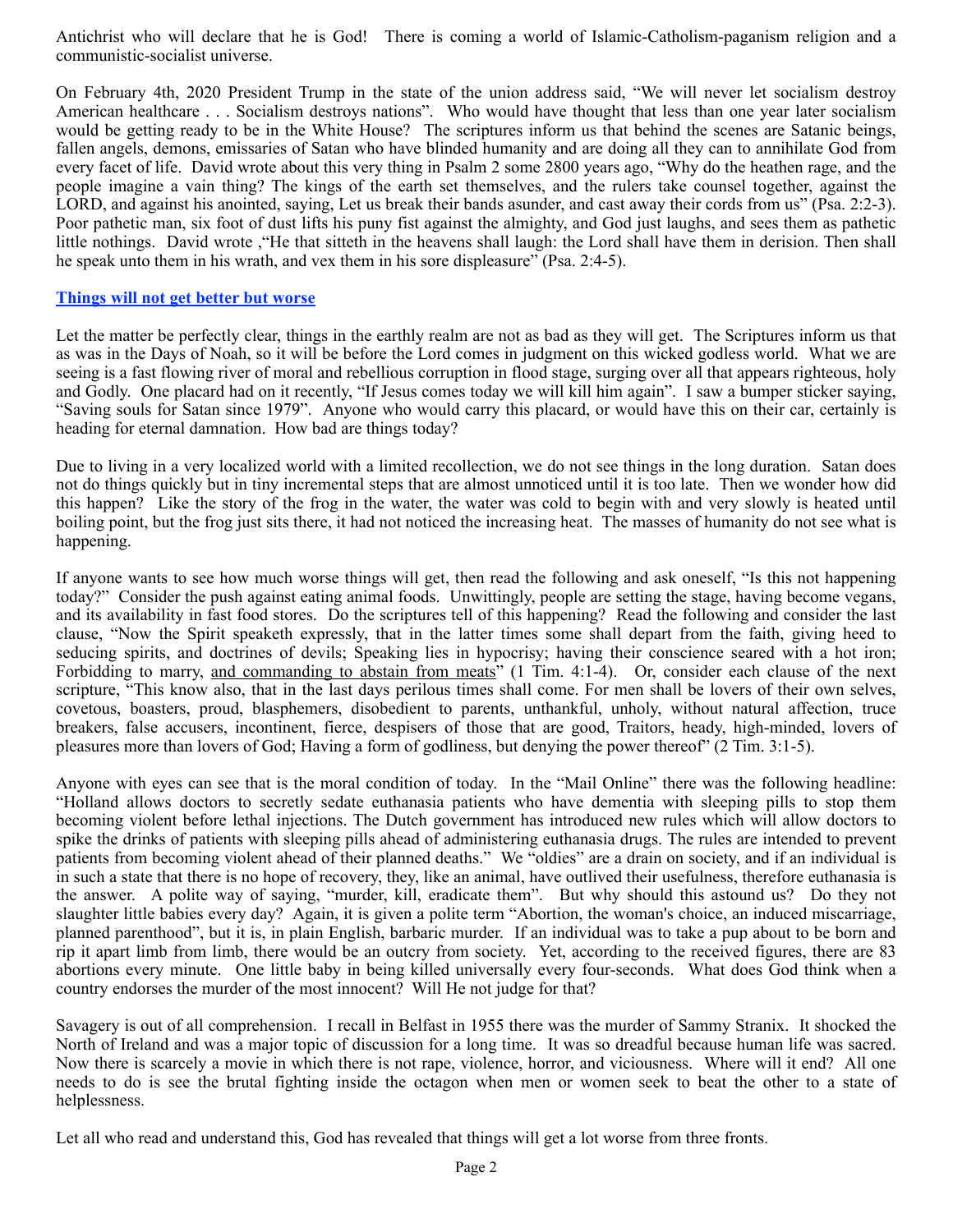Antichrist who will declare that he is God!  There is coming a world of Islamic-Catholism-paganism religion and a communistic-socialist universe.

On February 4th, 2020 President Trump in the state of the union address said, "We will never let socialism destroy American healthcare . . . Socialism destroys nations". Who would have thought that less than one year later socialism would be getting ready to be in the White House? The scriptures inform us that behind the scenes are Satanic beings, fallen angels, demons, emissaries of Satan who have blinded humanity and are doing all they can to annihilate God from every facet of life. David wrote about this very thing in Psalm 2 some 2800 years ago, "Why do the heathen rage, and the people imagine a vain thing? The kings of the earth set themselves, and the rulers take counsel together, against the LORD, and against his anointed, saying, Let us break their bands asunder, and cast away their cords from us" (Psa. 2:2-3). Poor pathetic man, six foot of dust lifts his puny fist against the almighty, and God just laughs, and sees them as pathetic little nothings. David wrote ,"He that sitteth in the heavens shall laugh: the Lord shall have them in derision. Then shall he speak unto them in his wrath, and vex them in his sore displeasure" (Psa. 2:4-5).

## Things will not get better but worse

Let the matter be perfectly clear, things in the earthly realm are not as bad as they will get. The Scriptures inform us that as was in the Days of Noah, so it will be before the Lord comes in judgment on this wicked godless world. What we are seeing is a fast flowing river of moral and rebellious corruption in flood stage, surging over all that appears righteous, holy and Godly. One placard had on it recently, "If Jesus comes today we will kill him again". I saw a bumper sticker saying, "Saving souls for Satan since 1979". Anyone who would carry this placard, or would have this on their car, certainly is heading for eternal damnation. How bad are things today?

Due to living in a very localized world with a limited recollection, we do not see things in the long duration. Satan does not do things quickly but in tiny incremental steps that are almost unnoticed until it is too late. Then we wonder how did this happen? Like the story of the frog in the water, the water was cold to begin with and very slowly is heated until boiling point, but the frog just sits there, it had not noticed the increasing heat. The masses of humanity do not see what is happening.

If anyone wants to see how much worse things will get, then read the following and ask oneself, "Is this not happening today?" Consider the push against eating animal foods. Unwittingly, people are setting the stage, having become vegans, and its availability in fast food stores. Do the scriptures tell of this happening? Read the following and consider the last clause, "Now the Spirit speaketh expressly, that in the latter times some shall depart from the faith, giving heed to seducing spirits, and doctrines of devils; Speaking lies in hypocrisy; having their conscience seared with a hot iron; Forbidding to marry, <u>and commanding to abstain from meats</u>" (1 Tim. 4:1-4). Or, consider each clause of the next scripture, "This know also, that in the last days perilous times shall come. For men shall be lovers of their own selves, covetous, boasters, proud, blasphemers, disobedient to parents, unthankful, unholy, without natural affection, truce breakers, false accusers, incontinent, fierce, despisers of those that are good, Traitors, heady, high-minded, lovers of pleasures more than lovers of God; Having a form of godliness, but denying the power thereof" (2 Tim. 3:1-5).

Anyone with eyes can see that is the moral condition of today. In the "Mail Online" there was the following headline: "Holland allows doctors to secretly sedate euthanasia patients who have dementia with sleeping pills to stop them becoming violent before lethal injections. The Dutch government has introduced new rules which will allow doctors to spike the drinks of patients with sleeping pills ahead of administering euthanasia drugs. The rules are intended to prevent patients from becoming violent ahead of their planned deaths." We "oldies" are a drain on society, and if an individual is in such a state that there is no hope of recovery, they, like an animal, have outlived their usefulness, therefore euthanasia is the answer. A polite way of saying, "murder, kill, eradicate them". But why should this astound us? Do they not slaughter little babies every day? Again, it is given a polite term "Abortion, the woman's choice, an induced miscarriage, planned parenthood", but it is, in plain English, barbaric murder. If an individual was to take a pup about to be born and rip it apart limb from limb, there would be an outcry from society. Yet, according to the received figures, there are 83 abortions every minute. One little baby in being killed universally every four-seconds. What does God think when a country endorses the murder of the most innocent? Will He not judge for that?

Savagery is out of all comprehension. I recall in Belfast in 1955 there was the murder of Sammy Stranix. It shocked the North of Ireland and was a major topic of discussion for a long time. It was so dreadful because human life was sacred. Now there is scarcely a movie in which there is not rape, violence, horror, and viciousness. Where will it end? All one needs to do is see the brutal fighting inside the octagon when men or women seek to beat the other to a state of helplessness.

Let all who read and understand this, God has revealed that things will get a lot worse from three fronts.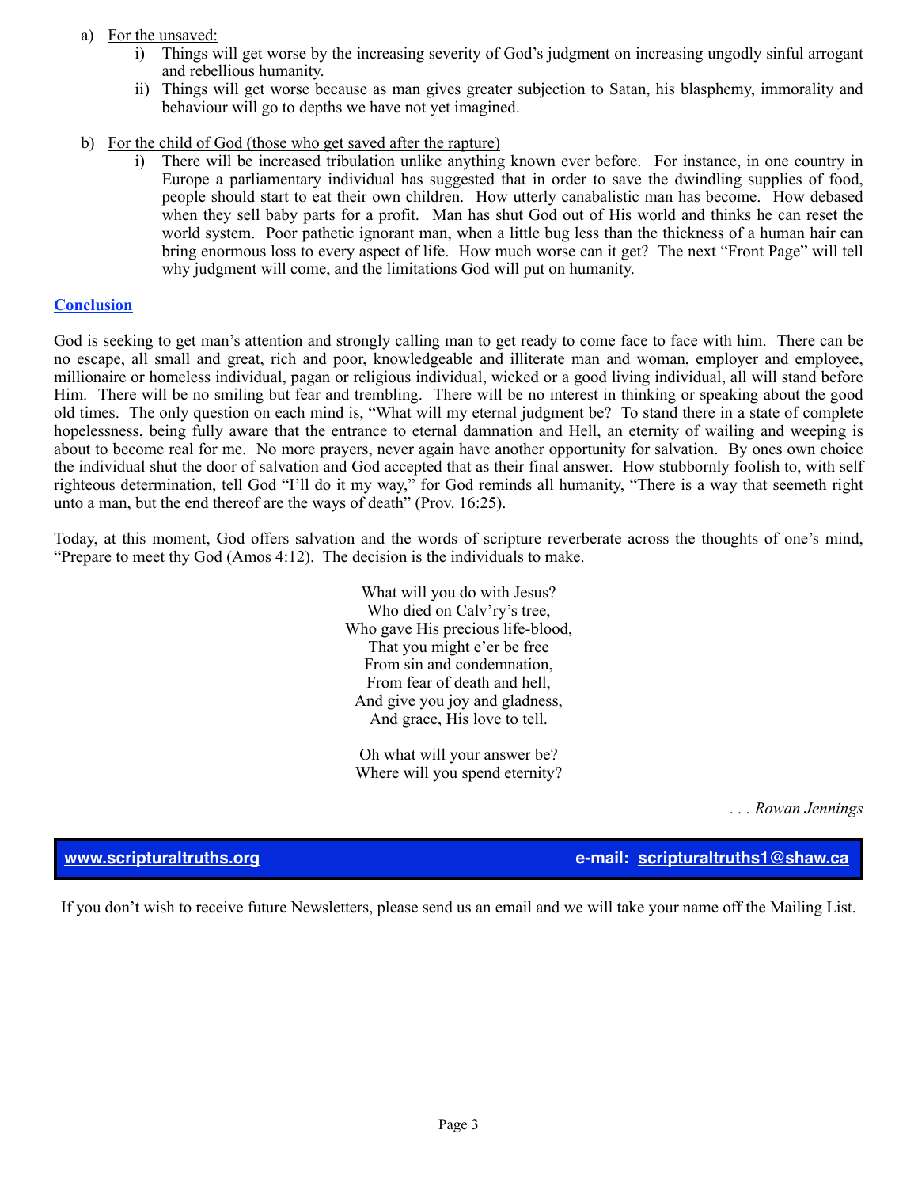a) For the unsaved:
   i) Things will get worse by the increasing severity of God's judgment on increasing ungodly sinful arrogant and rebellious humanity.
   ii) Things will get worse because as man gives greater subjection to Satan, his blasphemy, immorality and behaviour will go to depths we have not yet imagined.

b) For the child of God (those who get saved after the rapture)
   i) There will be increased tribulation unlike anything known ever before. For instance, in one country in Europe a parliamentary individual has suggested that in order to save the dwindling supplies of food, people should start to eat their own children. How utterly canabalistic man has become. How debased when they sell baby parts for a profit. Man has shut God out of His world and thinks he can reset the world system. Poor pathetic ignorant man, when a little bug less than the thickness of a human hair can bring enormous loss to every aspect of life. How much worse can it get? The next "Front Page" will tell why judgment will come, and the limitations God will put on humanity.

## **Conclusion**

God is seeking to get man's attention and strongly calling man to get ready to come face to face with him. There can be no escape, all small and great, rich and poor, knowledgeable and illiterate man and woman, employer and employee, millionaire or homeless individual, pagan or religious individual, wicked or a good living individual, all will stand before Him. There will be no smiling but fear and trembling. There will be no interest in thinking or speaking about the good old times. The only question on each mind is, "What will my eternal judgment be? To stand there in a state of complete hopelessness, being fully aware that the entrance to eternal damnation and Hell, an eternity of wailing and weeping is about to become real for me. No more prayers, never again have another opportunity for salvation. By ones own choice the individual shut the door of salvation and God accepted that as their final answer. How stubbornly foolish to, with self righteous determination, tell God "I'll do it my way," for God reminds all humanity, "There is a way that seemeth right unto a man, but the end thereof are the ways of death" (Prov. 16:25).

Today, at this moment, God offers salvation and the words of scripture reverberate across the thoughts of one's mind, "Prepare to meet thy God (Amos 4:12). The decision is the individuals to make.

What will you do with Jesus?  
Who died on Calv'ry's tree,  
Who gave His precious life-blood,  
That you might e'er be free  
From sin and condemnation,  
From fear of death and hell,  
And give you joy and gladness,  
And grace, His love to tell.

Oh what will your answer be?  
Where will you spend eternity?

*. . . Rowan Jennings*

**www.scripturaltruths.org** **e-mail: scripturaltruths1@shaw.ca**

If you don't wish to receive future Newsletters, please send us an email and we will take your name off the Mailing List.